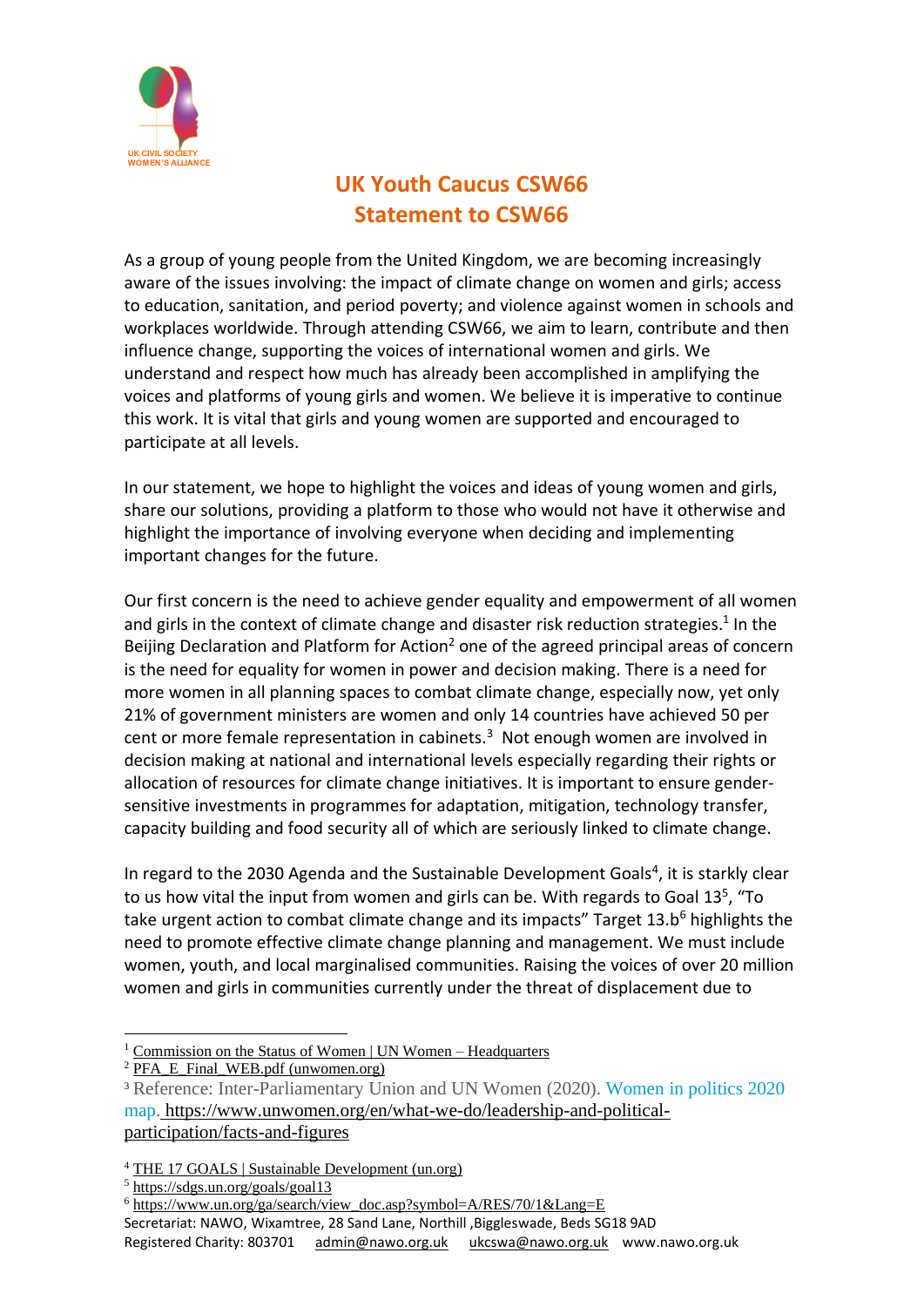UK CIVIL SOCIETY WOMEN'S ALLIANCE

# UK Youth Caucus CSW66
# Statement to CSW66

As a group of young people from the United Kingdom, we are becoming increasingly aware of the issues involving: the impact of climate change on women and girls; access to education, sanitation, and period poverty; and violence against women in schools and workplaces worldwide. Through attending CSW66, we aim to learn, contribute and then influence change, supporting the voices of international women and girls. We understand and respect how much has already been accomplished in amplifying the voices and platforms of young girls and women. We believe it is imperative to continue this work. It is vital that girls and young women are supported and encouraged to participate at all levels.

In our statement, we hope to highlight the voices and ideas of young women and girls, share our solutions, providing a platform to those who would not have it otherwise and highlight the importance of involving everyone when deciding and implementing important changes for the future.

Our first concern is the need to achieve gender equality and empowerment of all women and girls in the context of climate change and disaster risk reduction strategies.[1] In the Beijing Declaration and Platform for Action[2] one of the agreed principal areas of concern is the need for equality for women in power and decision making. There is a need for more women in all planning spaces to combat climate change, especially now, yet only 21% of government ministers are women and only 14 countries have achieved 50 per cent or more female representation in cabinets.[3] Not enough women are involved in decision making at national and international levels especially regarding their rights or allocation of resources for climate change initiatives. It is important to ensure gender-sensitive investments in programmes for adaptation, mitigation, technology transfer, capacity building and food security all of which are seriously linked to climate change.

In regard to the 2030 Agenda and the Sustainable Development Goals[4], it is starkly clear to us how vital the input from women and girls can be. With regards to Goal 13[5], "To take urgent action to combat climate change and its impacts" Target 13.b[6] highlights the need to promote effective climate change planning and management. We must include women, youth, and local marginalised communities. Raising the voices of over 20 million women and girls in communities currently under the threat of displacement due to

---

[1] Commission on the Status of Women | UN Women – Headquarters

[2] PFA_E_Final_WEB.pdf (unwomen.org)

[3] Reference: Inter-Parliamentary Union and UN Women (2020). Women in politics 2020 map. https://www.unwomen.org/en/what-we-do/leadership-and-political-participation/facts-and-figures

[4] THE 17 GOALS | Sustainable Development (un.org)

[5] https://sdgs.un.org/goals/goal13

[6] https://www.un.org/ga/search/view_doc.asp?symbol=A/RES/70/1&Lang=E

Secretariat: NAWO, Wixamtree, 28 Sand Lane, Northill ,Biggleswade, Beds SG18 9AD
Registered Charity: 803701 admin@nawo.org.uk ukcswa@nawo.org.uk www.nawo.org.uk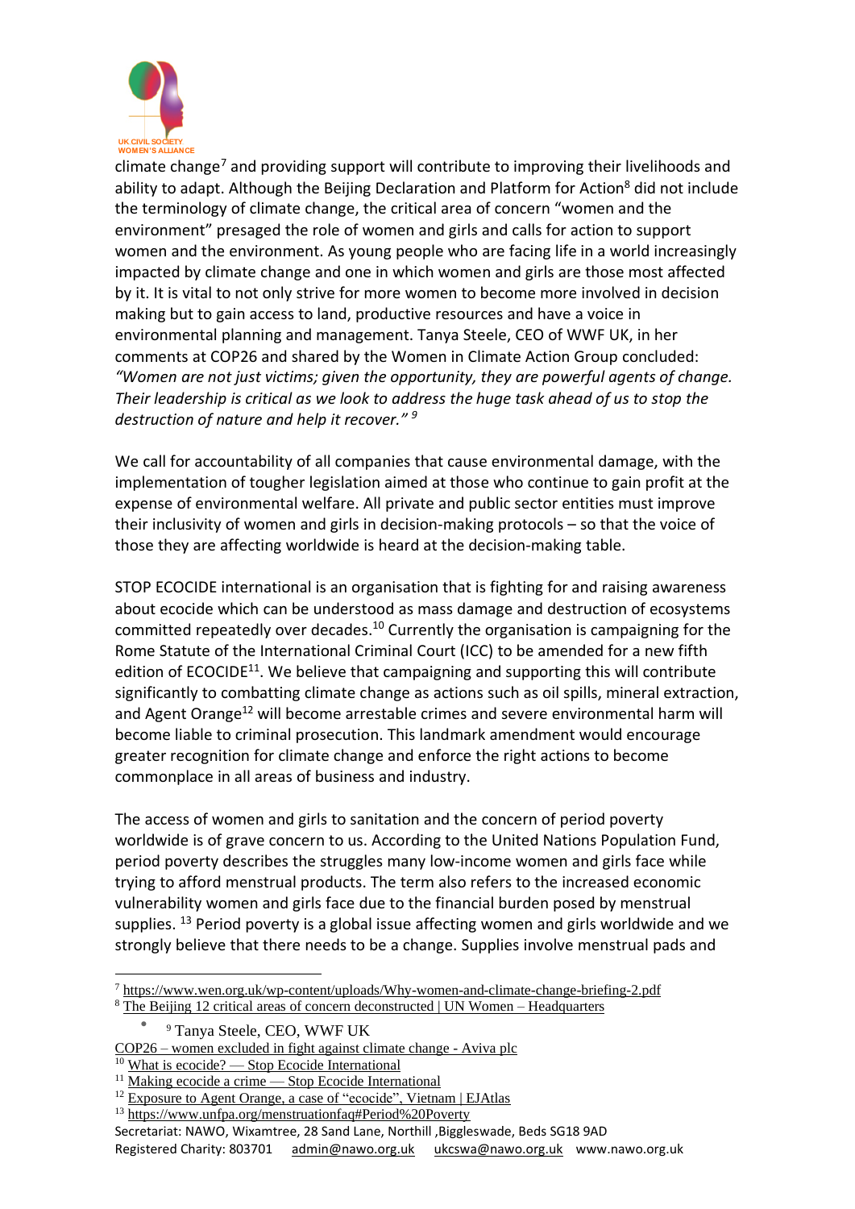climate change[7] and providing support will contribute to improving their livelihoods and ability to adapt. Although the Beijing Declaration and Platform for Action[8] did not include the terminology of climate change, the critical area of concern "women and the environment" presaged the role of women and girls and calls for action to support women and the environment. As young people who are facing life in a world increasingly impacted by climate change and one in which women and girls are those most affected by it. It is vital to not only strive for more women to become more involved in decision making but to gain access to land, productive resources and have a voice in environmental planning and management. Tanya Steele, CEO of WWF UK, in her comments at COP26 and shared by the Women in Climate Action Group concluded: *"Women are not just victims; given the opportunity, they are powerful agents of change. Their leadership is critical as we look to address the huge task ahead of us to stop the destruction of nature and help it recover."* [9]

We call for accountability of all companies that cause environmental damage, with the implementation of tougher legislation aimed at those who continue to gain profit at the expense of environmental welfare. All private and public sector entities must improve their inclusivity of women and girls in decision-making protocols – so that the voice of those they are affecting worldwide is heard at the decision-making table.

STOP ECOCIDE international is an organisation that is fighting for and raising awareness about ecocide which can be understood as mass damage and destruction of ecosystems committed repeatedly over decades.[10] Currently the organisation is campaigning for the Rome Statute of the International Criminal Court (ICC) to be amended for a new fifth edition of ECOCIDE[11]. We believe that campaigning and supporting this will contribute significantly to combatting climate change as actions such as oil spills, mineral extraction, and Agent Orange[12] will become arrestable crimes and severe environmental harm will become liable to criminal prosecution. This landmark amendment would encourage greater recognition for climate change and enforce the right actions to become commonplace in all areas of business and industry.

The access of women and girls to sanitation and the concern of period poverty worldwide is of grave concern to us. According to the United Nations Population Fund, period poverty describes the struggles many low-income women and girls face while trying to afford menstrual products. The term also refers to the increased economic vulnerability women and girls face due to the financial burden posed by menstrual supplies. [13] Period poverty is a global issue affecting women and girls worldwide and we strongly believe that there needs to be a change. Supplies involve menstrual pads and

---

[7] https://www.wen.org.uk/wp-content/uploads/Why-women-and-climate-change-briefing-2.pdf

[8] The Beijing 12 critical areas of concern deconstructed | UN Women – Headquarters

- [9] Tanya Steele, CEO, WWF UK

COP26 – women excluded in fight against climate change - Aviva plc

[10] What is ecocide? — Stop Ecocide International

[11] Making ecocide a crime — Stop Ecocide International

[12] Exposure to Agent Orange, a case of "ecocide", Vietnam | EJAtlas

[13] https://www.unfpa.org/menstruationfaq#Period%20Poverty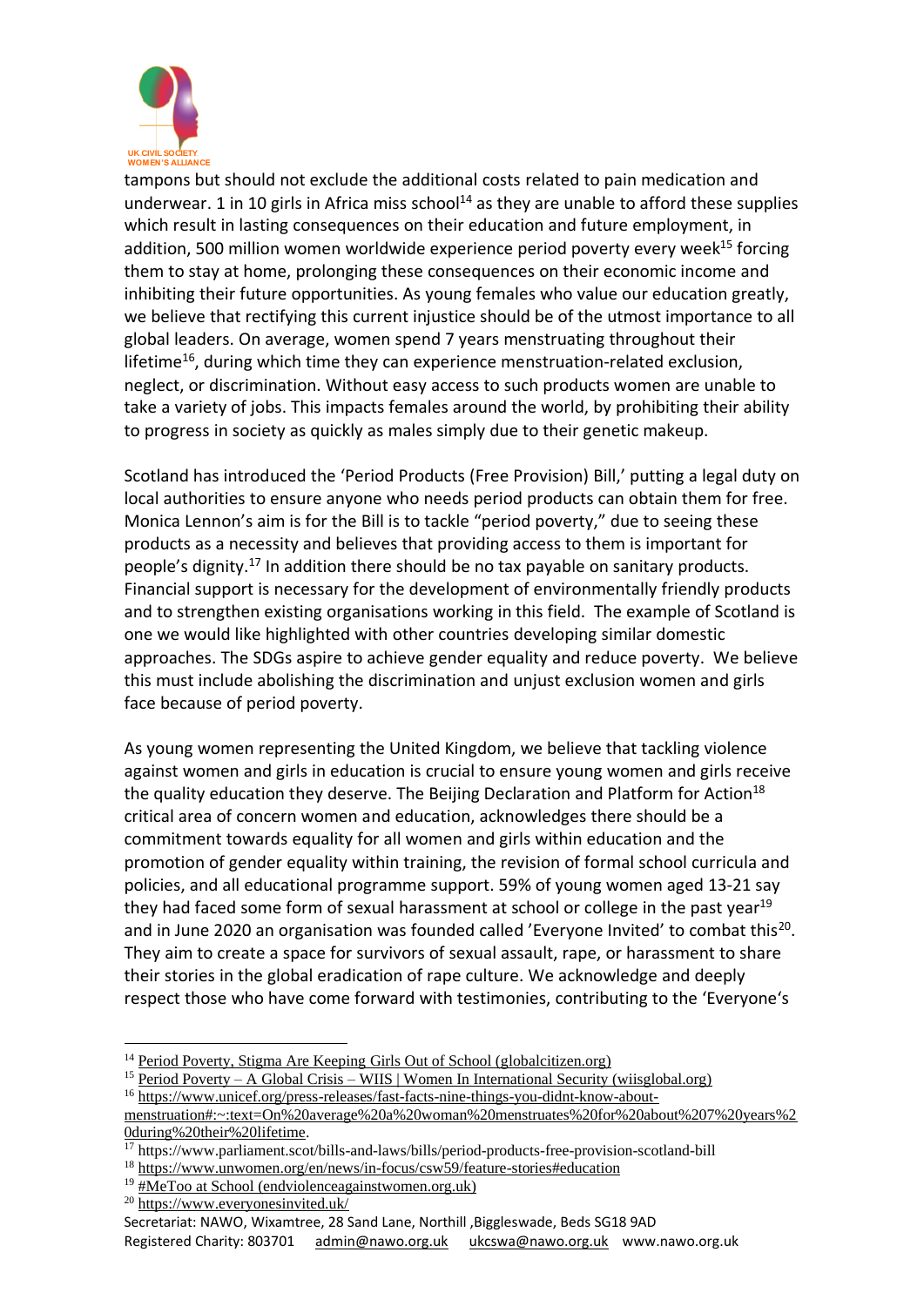tampons but should not exclude the additional costs related to pain medication and underwear. 1 in 10 girls in Africa miss school[14] as they are unable to afford these supplies which result in lasting consequences on their education and future employment, in addition, 500 million women worldwide experience period poverty every week[15] forcing them to stay at home, prolonging these consequences on their economic income and inhibiting their future opportunities. As young females who value our education greatly, we believe that rectifying this current injustice should be of the utmost importance to all global leaders. On average, women spend 7 years menstruating throughout their lifetime[16], during which time they can experience menstruation-related exclusion, neglect, or discrimination. Without easy access to such products women are unable to take a variety of jobs. This impacts females around the world, by prohibiting their ability to progress in society as quickly as males simply due to their genetic makeup.

Scotland has introduced the 'Period Products (Free Provision) Bill,' putting a legal duty on local authorities to ensure anyone who needs period products can obtain them for free. Monica Lennon's aim is for the Bill is to tackle "period poverty," due to seeing these products as a necessity and believes that providing access to them is important for people's dignity.[17] In addition there should be no tax payable on sanitary products. Financial support is necessary for the development of environmentally friendly products and to strengthen existing organisations working in this field. The example of Scotland is one we would like highlighted with other countries developing similar domestic approaches. The SDGs aspire to achieve gender equality and reduce poverty. We believe this must include abolishing the discrimination and unjust exclusion women and girls face because of period poverty.

As young women representing the United Kingdom, we believe that tackling violence against women and girls in education is crucial to ensure young women and girls receive the quality education they deserve. The Beijing Declaration and Platform for Action[18] critical area of concern women and education, acknowledges there should be a commitment towards equality for all women and girls within education and the promotion of gender equality within training, the revision of formal school curricula and policies, and all educational programme support. 59% of young women aged 13-21 say they had faced some form of sexual harassment at school or college in the past year[19] and in June 2020 an organisation was founded called 'Everyone Invited' to combat this[20]. They aim to create a space for survivors of sexual assault, rape, or harassment to share their stories in the global eradication of rape culture. We acknowledge and deeply respect those who have come forward with testimonies, contributing to the 'Everyone's

---

[14] Period Poverty, Stigma Are Keeping Girls Out of School (globalcitizen.org)

[15] Period Poverty – A Global Crisis – WIIS | Women In International Security (wiisglobal.org)

[16] https://www.unicef.org/press-releases/fast-facts-nine-things-you-didnt-know-about-menstruation#:~:text=On%20average%20a%20woman%20menstruates%20for%20about%207%20years%20during%20their%20lifetime.

[17] https://www.parliament.scot/bills-and-laws/bills/period-products-free-provision-scotland-bill

[18] https://www.unwomen.org/en/news/in-focus/csw59/feature-stories#education

[19] #MeToo at School (endviolenceagainstwomen.org.uk)

[20] https://www.everyonesinvited.uk/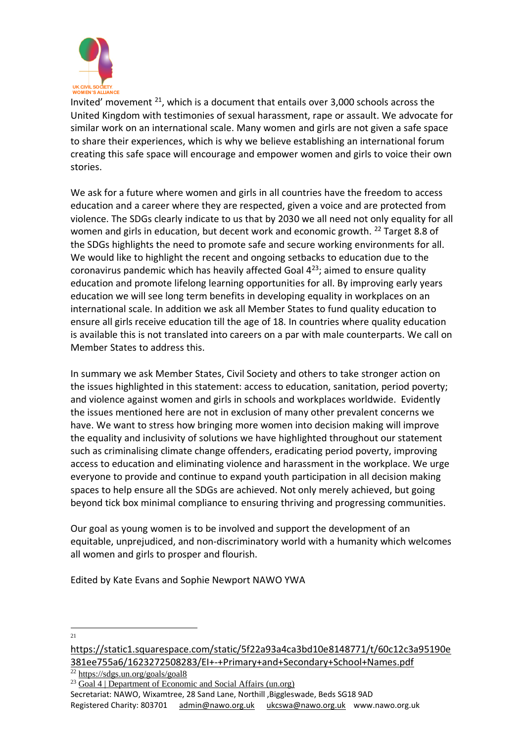Invited' movement [21], which is a document that entails over 3,000 schools across the United Kingdom with testimonies of sexual harassment, rape or assault. We advocate for similar work on an international scale. Many women and girls are not given a safe space to share their experiences, which is why we believe establishing an international forum creating this safe space will encourage and empower women and girls to voice their own stories.

We ask for a future where women and girls in all countries have the freedom to access education and a career where they are respected, given a voice and are protected from violence. The SDGs clearly indicate to us that by 2030 we all need not only equality for all women and girls in education, but decent work and economic growth. [22] Target 8.8 of the SDGs highlights the need to promote safe and secure working environments for all. We would like to highlight the recent and ongoing setbacks to education due to the coronavirus pandemic which has heavily affected Goal 4[23]; aimed to ensure quality education and promote lifelong learning opportunities for all. By improving early years education we will see long term benefits in developing equality in workplaces on an international scale. In addition we ask all Member States to fund quality education to ensure all girls receive education till the age of 18. In countries where quality education is available this is not translated into careers on a par with male counterparts. We call on Member States to address this.

In summary we ask Member States, Civil Society and others to take stronger action on the issues highlighted in this statement: access to education, sanitation, period poverty; and violence against women and girls in schools and workplaces worldwide. Evidently the issues mentioned here are not in exclusion of many other prevalent concerns we have. We want to stress how bringing more women into decision making will improve the equality and inclusivity of solutions we have highlighted throughout our statement such as criminalising climate change offenders, eradicating period poverty, improving access to education and eliminating violence and harassment in the workplace. We urge everyone to provide and continue to expand youth participation in all decision making spaces to help ensure all the SDGs are achieved. Not only merely achieved, but going beyond tick box minimal compliance to ensuring thriving and progressing communities.

Our goal as young women is to be involved and support the development of an equitable, unprejudiced, and non-discriminatory world with a humanity which welcomes all women and girls to prosper and flourish.

Edited by Kate Evans and Sophie Newport NAWO YWA

---

[21] https://static1.squarespace.com/static/5f22a93a4ca3bd10e8148771/t/60c12c3a95190e381ee755a6/1623272508283/EI+-+Primary+and+Secondary+School+Names.pdf

[22] https://sdgs.un.org/goals/goal8

[23] Goal 4 | Department of Economic and Social Affairs (un.org)